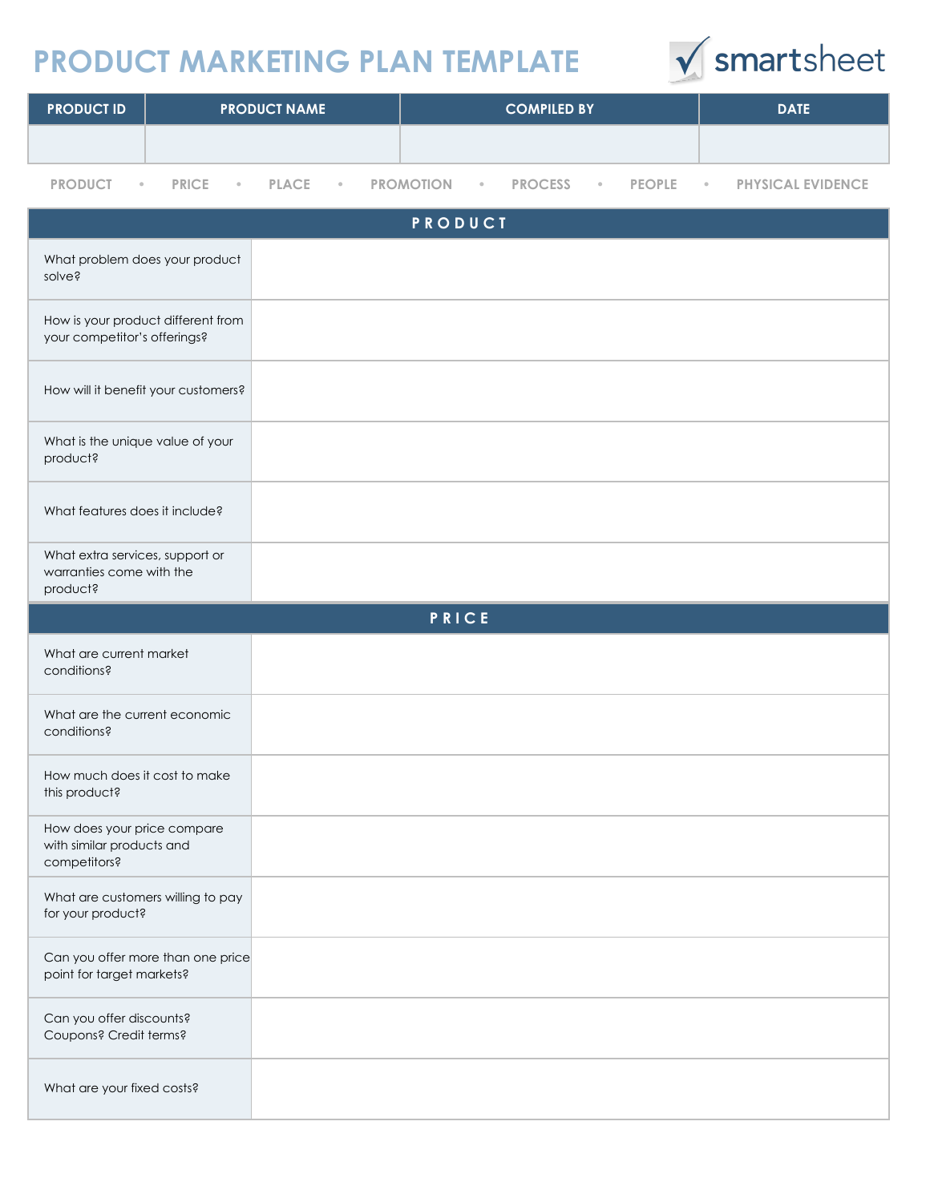# PRODUCT MARKETING PLAN TEMPLATE

smartsheet

| PRODUCT ID | PRODUCT NAME | COMPILED BY | DATE |
| --- | --- | --- | --- |
| | | | |

PRODUCT • PRICE • PLACE • PROMOTION • PROCESS • PEOPLE • PHYSICAL EVIDENCE

| PRODUCT | |
| --- | --- |
| What problem does your product solve? | |
| How is your product different from your competitor's offerings? | |
| How will it benefit your customers? | |
| What is the unique value of your product? | |
| What features does it include? | |
| What extra services, support or warranties come with the product? | |

| PRICE | |
| --- | --- |
| What are current market conditions? | |
| What are the current economic conditions? | |
| How much does it cost to make this product? | |
| How does your price compare with similar products and competitors? | |
| What are customers willing to pay for your product? | |
| Can you offer more than one price point for target markets? | |
| Can you offer discounts? Coupons? Credit terms? | |
| What are your fixed costs? | |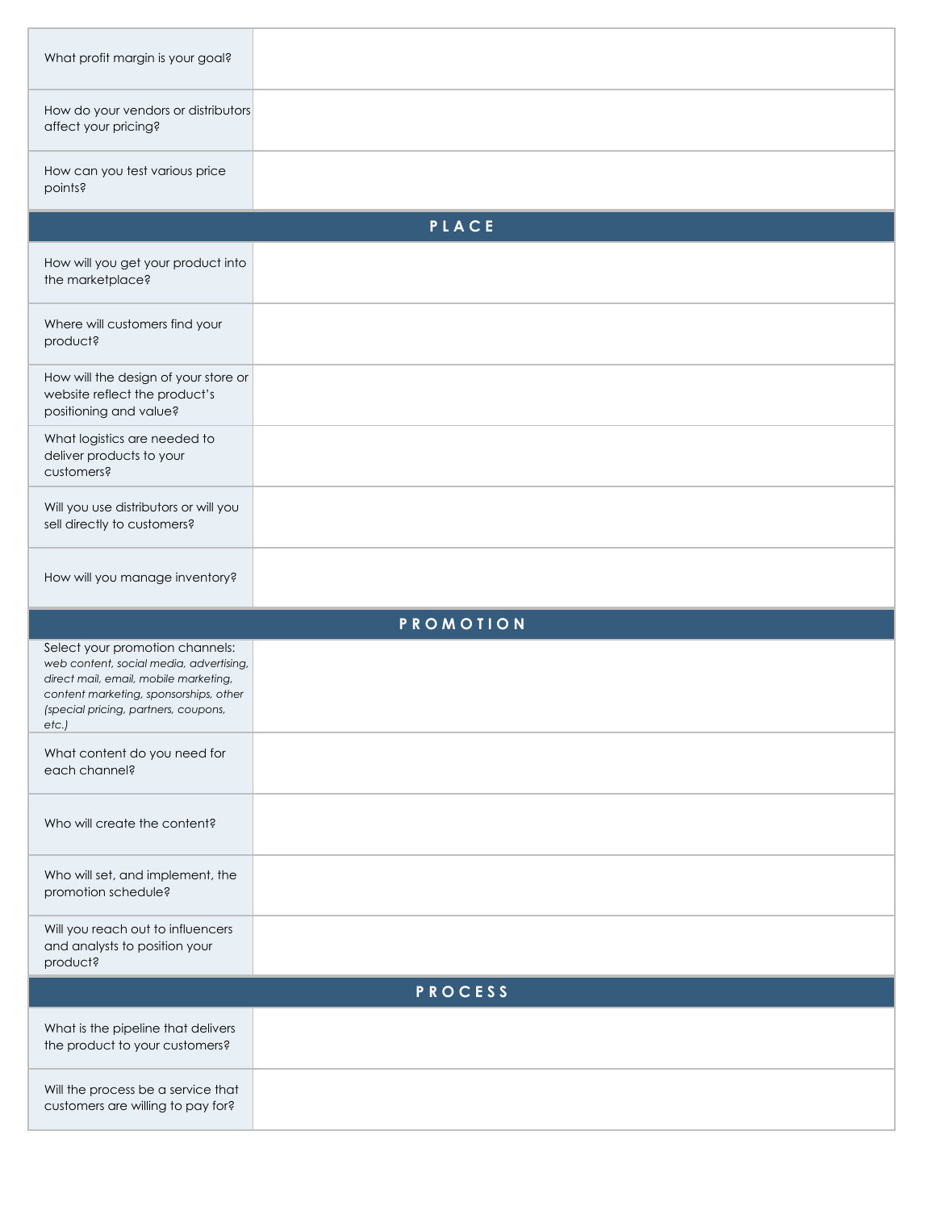| | |
|---|---|
| What profit margin is your goal? | |
| How do your vendors or distributors affect your pricing? | |
| How can you test various price points? | |
| **PLACE** | |
| How will you get your product into the marketplace? | |
| Where will customers find your product? | |
| How will the design of your store or website reflect the product's positioning and value? | |
| What logistics are needed to deliver products to your customers? | |
| Will you use distributors or will you sell directly to customers? | |
| How will you manage inventory? | |
| **PROMOTION** | |
| Select your promotion channels: *web content, social media, advertising, direct mail, email, mobile marketing, content marketing, sponsorships, other (special pricing, partners, coupons, etc.)* | |
| What content do you need for each channel? | |
| Who will create the content? | |
| Who will set, and implement, the promotion schedule? | |
| Will you reach out to influencers and analysts to position your product? | |
| **PROCESS** | |
| What is the pipeline that delivers the product to your customers? | |
| Will the process be a service that customers are willing to pay for? | |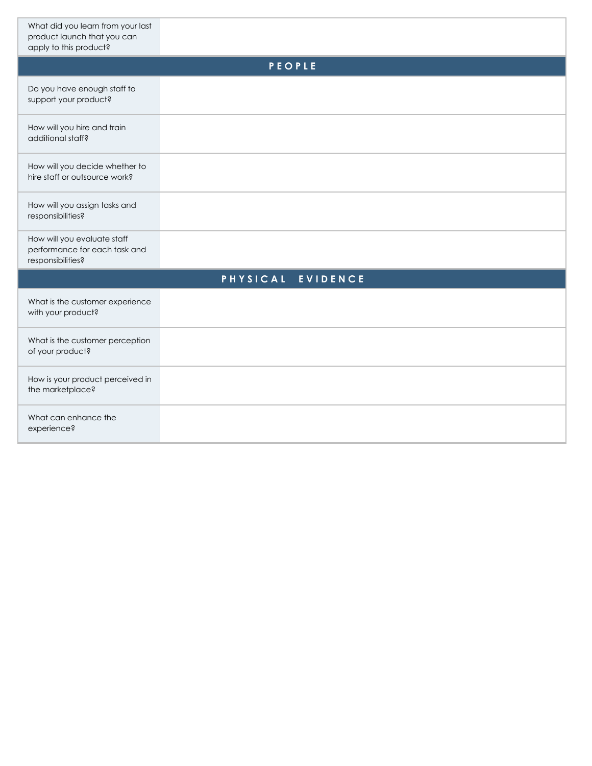| | |
|---|---|
| What did you learn from your last product launch that you can apply to this product? | |
| **PEOPLE** | |
| Do you have enough staff to support your product? | |
| How will you hire and train additional staff? | |
| How will you decide whether to hire staff or outsource work? | |
| How will you assign tasks and responsibilities? | |
| How will you evaluate staff performance for each task and responsibilities? | |
| **PHYSICAL EVIDENCE** | |
| What is the customer experience with your product? | |
| What is the customer perception of your product? | |
| How is your product perceived in the marketplace? | |
| What can enhance the experience? | |